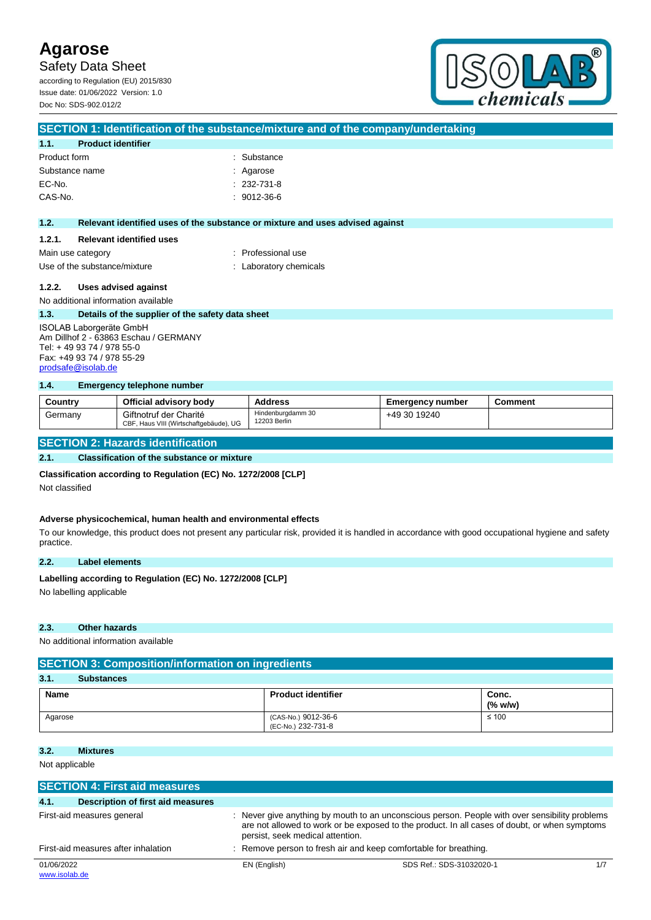# Agarose

Safety Data Sheet

according to Regulation (EU) 2015/830
Issue date: 01/06/2022 Version: 1.0
Doc No: SDS-902.012/2

## SECTION 1: Identification of the substance/mixture and of the company/undertaking

### 1.1. Product identifier

Product form : Substance
Substance name : Agarose
EC-No. : 232-731-8
CAS-No. : 9012-36-6

### 1.2. Relevant identified uses of the substance or mixture and uses advised against

#### 1.2.1. Relevant identified uses

Main use category : Professional use
Use of the substance/mixture : Laboratory chemicals

#### 1.2.2. Uses advised against

No additional information available

### 1.3. Details of the supplier of the safety data sheet

ISOLAB Laborgeräte GmbH
Am Dillhof 2 - 63863 Eschau / GERMANY
Tel: + 49 93 74 / 978 55-0
Fax: +49 93 74 / 978 55-29
prodsafe@isolab.de

### 1.4. Emergency telephone number

| Country | Official advisory body | Address | Emergency number | Comment |
|---|---|---|---|---|
| Germany | Giftnotruf der Charité<br>CBF, Haus VIII (Wirtschaftgebäude), UG | Hindenburgdamm 30<br>12203 Berlin | +49 30 19240 | |

## SECTION 2: Hazards identification

### 2.1. Classification of the substance or mixture

**Classification according to Regulation (EC) No. 1272/2008 [CLP]**

Not classified

**Adverse physicochemical, human health and environmental effects**

To our knowledge, this product does not present any particular risk, provided it is handled in accordance with good occupational hygiene and safety practice.

### 2.2. Label elements

**Labelling according to Regulation (EC) No. 1272/2008 [CLP]**

No labelling applicable

### 2.3. Other hazards

No additional information available

## SECTION 3: Composition/information on ingredients

### 3.1. Substances

| Name | Product identifier | Conc. (% w/w) |
|---|---|---|
| Agarose | (CAS-No.) 9012-36-6<br>(EC-No.) 232-731-8 | ≤ 100 |

### 3.2. Mixtures

Not applicable

## SECTION 4: First aid measures

### 4.1. Description of first aid measures

First-aid measures general : Never give anything by mouth to an unconscious person. People with over sensibility problems are not allowed to work or be exposed to the product. In all cases of doubt, or when symptoms persist, seek medical attention.

First-aid measures after inhalation : Remove person to fresh air and keep comfortable for breathing.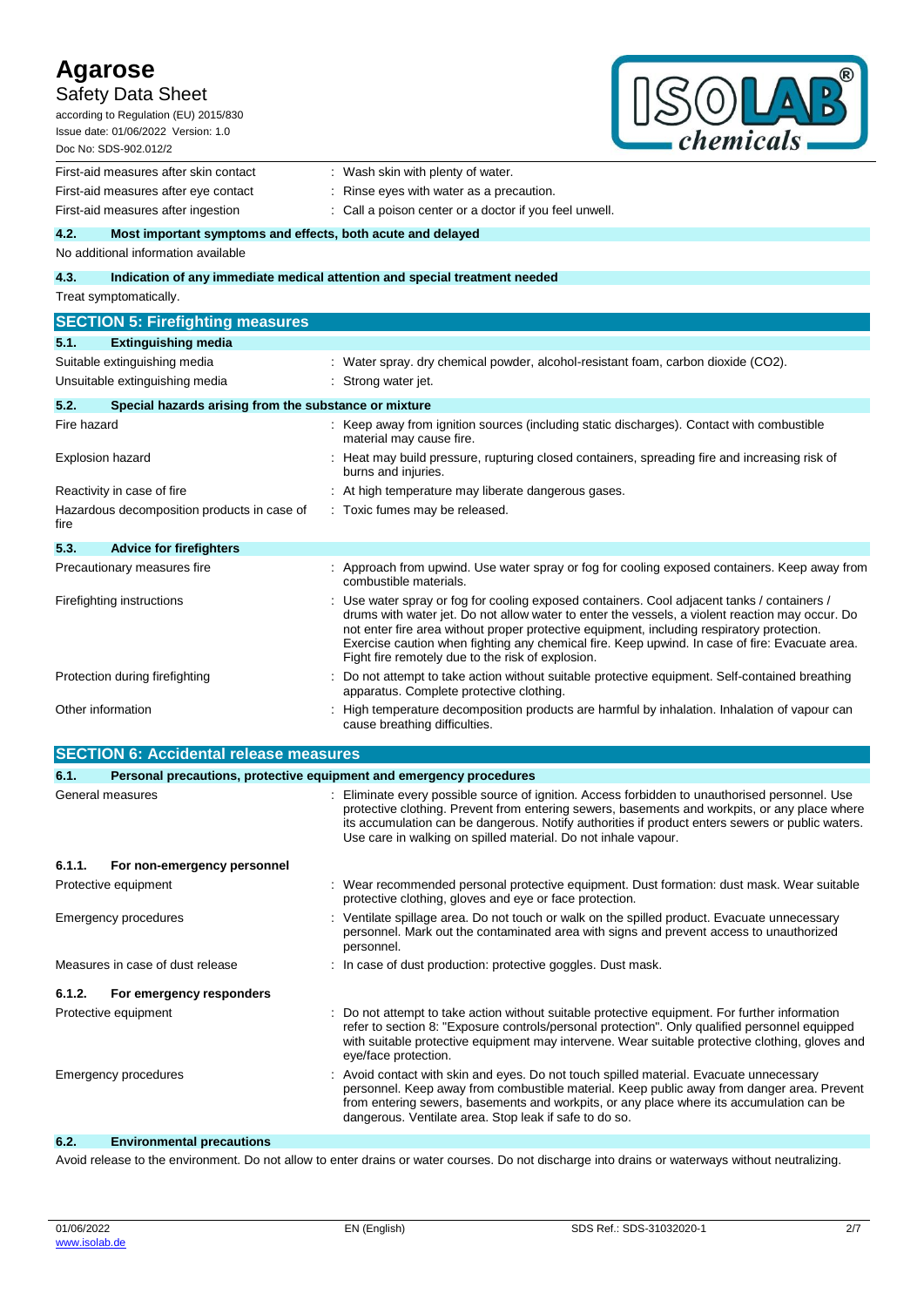| | |
|---|---|
| First-aid measures after skin contact | : Wash skin with plenty of water. |
| First-aid measures after eye contact | : Rinse eyes with water as a precaution. |
| First-aid measures after ingestion | : Call a poison center or a doctor if you feel unwell. |

### 4.2. Most important symptoms and effects, both acute and delayed

No additional information available

### 4.3. Indication of any immediate medical attention and special treatment needed

Treat symptomatically.

## SECTION 5: Firefighting measures

### 5.1. Extinguishing media

| | |
|---|---|
| Suitable extinguishing media | : Water spray. dry chemical powder, alcohol-resistant foam, carbon dioxide ($CO_2$). |
| Unsuitable extinguishing media | : Strong water jet. |

### 5.2. Special hazards arising from the substance or mixture

| | |
|---|---|
| Fire hazard | : Keep away from ignition sources (including static discharges). Contact with combustible material may cause fire. |
| Explosion hazard | : Heat may build pressure, rupturing closed containers, spreading fire and increasing risk of burns and injuries. |
| Reactivity in case of fire | : At high temperature may liberate dangerous gases. |
| Hazardous decomposition products in case of fire | : Toxic fumes may be released. |

### 5.3. Advice for firefighters

| | |
|---|---|
| Precautionary measures fire | : Approach from upwind. Use water spray or fog for cooling exposed containers. Keep away from combustible materials. |
| Firefighting instructions | : Use water spray or fog for cooling exposed containers. Cool adjacent tanks / containers / drums with water jet. Do not allow water to enter the vessels, a violent reaction may occur. Do not enter fire area without proper protective equipment, including respiratory protection. Exercise caution when fighting any chemical fire. Keep upwind. In case of fire: Evacuate area. Fight fire remotely due to the risk of explosion. |
| Protection during firefighting | : Do not attempt to take action without suitable protective equipment. Self-contained breathing apparatus. Complete protective clothing. |
| Other information | : High temperature decomposition products are harmful by inhalation. Inhalation of vapour can cause breathing difficulties. |

## SECTION 6: Accidental release measures

### 6.1. Personal precautions, protective equipment and emergency procedures

| | |
|---|---|
| General measures | : Eliminate every possible source of ignition. Access forbidden to unauthorised personnel. Use protective clothing. Prevent from entering sewers, basements and workpits, or any place where its accumulation can be dangerous. Notify authorities if product enters sewers or public waters. Use care in walking on spilled material. Do not inhale vapour. |

#### 6.1.1. For non-emergency personnel

| | |
|---|---|
| Protective equipment | : Wear recommended personal protective equipment. Dust formation: dust mask. Wear suitable protective clothing, gloves and eye or face protection. |
| Emergency procedures | : Ventilate spillage area. Do not touch or walk on the spilled product. Evacuate unnecessary personnel. Mark out the contaminated area with signs and prevent access to unauthorized personnel. |
| Measures in case of dust release | : In case of dust production: protective goggles. Dust mask. |

#### 6.1.2. For emergency responders

| | |
|---|---|
| Protective equipment | : Do not attempt to take action without suitable protective equipment. For further information refer to section 8: "Exposure controls/personal protection". Only qualified personnel equipped with suitable protective equipment may intervene. Wear suitable protective clothing, gloves and eye/face protection. |
| Emergency procedures | : Avoid contact with skin and eyes. Do not touch spilled material. Evacuate unnecessary personnel. Keep away from combustible material. Keep public away from danger area. Prevent from entering sewers, basements and workpits, or any place where its accumulation can be dangerous. Ventilate area. Stop leak if safe to do so. |

### 6.2. Environmental precautions

Avoid release to the environment. Do not allow to enter drains or water courses. Do not discharge into drains or waterways without neutralizing.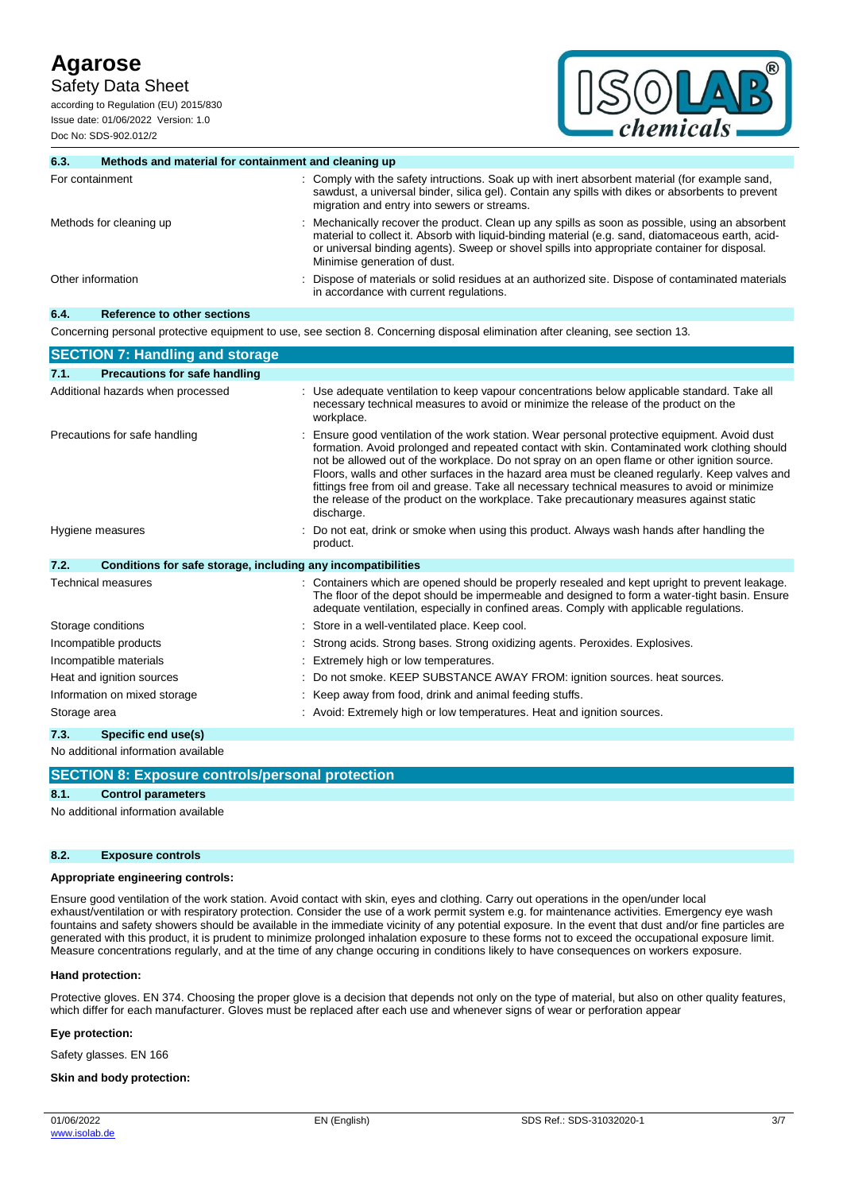### 6.3. Methods and material for containment and cleaning up

| | |
|---|---|
| For containment | : Comply with the safety intructions. Soak up with inert absorbent material (for example sand, sawdust, a universal binder, silica gel). Contain any spills with dikes or absorbents to prevent migration and entry into sewers or streams. |
| Methods for cleaning up | : Mechanically recover the product. Clean up any spills as soon as possible, using an absorbent material to collect it. Absorb with liquid-binding material (e.g. sand, diatomaceous earth, acid- or universal binding agents). Sweep or shovel spills into appropriate container for disposal. Minimise generation of dust. |
| Other information | : Dispose of materials or solid residues at an authorized site. Dispose of contaminated materials in accordance with current regulations. |

### 6.4. Reference to other sections

Concerning personal protective equipment to use, see section 8. Concerning disposal elimination after cleaning, see section 13.

## SECTION 7: Handling and storage

### 7.1. Precautions for safe handling

| | |
|---|---|
| Additional hazards when processed | : Use adequate ventilation to keep vapour concentrations below applicable standard. Take all necessary technical measures to avoid or minimize the release of the product on the workplace. |
| Precautions for safe handling | : Ensure good ventilation of the work station. Wear personal protective equipment. Avoid dust formation. Avoid prolonged and repeated contact with skin. Contaminated work clothing should not be allowed out of the workplace. Do not spray on an open flame or other ignition source. Floors, walls and other surfaces in the hazard area must be cleaned regularly. Keep valves and fittings free from oil and grease. Take all necessary technical measures to avoid or minimize the release of the product on the workplace. Take precautionary measures against static discharge. |
| Hygiene measures | : Do not eat, drink or smoke when using this product. Always wash hands after handling the product. |

### 7.2. Conditions for safe storage, including any incompatibilities

| | |
|---|---|
| Technical measures | : Containers which are opened should be properly resealed and kept upright to prevent leakage. The floor of the depot should be impermeable and designed to form a water-tight basin. Ensure adequate ventilation, especially in confined areas. Comply with applicable regulations. |
| Storage conditions | : Store in a well-ventilated place. Keep cool. |
| Incompatible products | : Strong acids. Strong bases. Strong oxidizing agents. Peroxides. Explosives. |
| Incompatible materials | : Extremely high or low temperatures. |
| Heat and ignition sources | : Do not smoke. KEEP SUBSTANCE AWAY FROM: ignition sources. heat sources. |
| Information on mixed storage | : Keep away from food, drink and animal feeding stuffs. |
| Storage area | : Avoid: Extremely high or low temperatures. Heat and ignition sources. |

### 7.3. Specific end use(s)

No additional information available

## SECTION 8: Exposure controls/personal protection

### 8.1. Control parameters

No additional information available

### 8.2. Exposure controls

**Appropriate engineering controls:**

Ensure good ventilation of the work station. Avoid contact with skin, eyes and clothing. Carry out operations in the open/under local exhaust/ventilation or with respiratory protection. Consider the use of a work permit system e.g. for maintenance activities. Emergency eye wash fountains and safety showers should be available in the immediate vicinity of any potential exposure. In the event that dust and/or fine particles are generated with this product, it is prudent to minimize prolonged inhalation exposure to these forms not to exceed the occupational exposure limit. Measure concentrations regularly, and at the time of any change occuring in conditions likely to have consequences on workers exposure.

**Hand protection:**

Protective gloves. EN 374. Choosing the proper glove is a decision that depends not only on the type of material, but also on other quality features, which differ for each manufacturer. Gloves must be replaced after each use and whenever signs of wear or perforation appear

**Eye protection:**

Safety glasses. EN 166

**Skin and body protection:**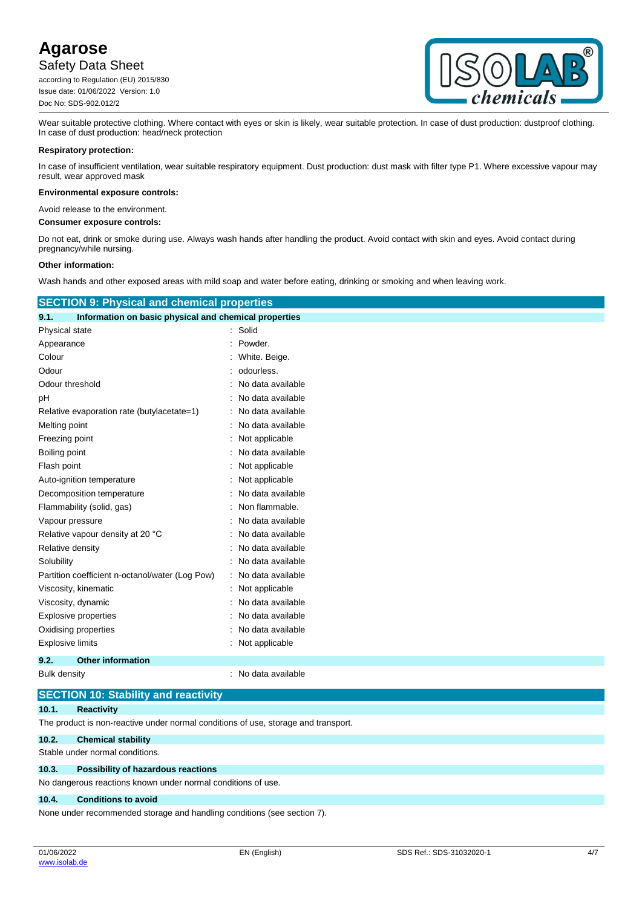Wear suitable protective clothing. Where contact with eyes or skin is likely, wear suitable protection. In case of dust production: dustproof clothing. In case of dust production: head/neck protection

**Respiratory protection:**

In case of insufficient ventilation, wear suitable respiratory equipment. Dust production: dust mask with filter type P1. Where excessive vapour may result, wear approved mask

**Environmental exposure controls:**

Avoid release to the environment.

**Consumer exposure controls:**

Do not eat, drink or smoke during use. Always wash hands after handling the product. Avoid contact with skin and eyes. Avoid contact during pregnancy/while nursing.

**Other information:**

Wash hands and other exposed areas with mild soap and water before eating, drinking or smoking and when leaving work.

## SECTION 9: Physical and chemical properties

### 9.1. Information on basic physical and chemical properties

| Property | Value |
|---|---|
| Physical state | Solid |
| Appearance | Powder. |
| Colour | White. Beige. |
| Odour | odourless. |
| Odour threshold | No data available |
| pH | No data available |
| Relative evaporation rate (butylacetate=1) | No data available |
| Melting point | No data available |
| Freezing point | Not applicable |
| Boiling point | No data available |
| Flash point | Not applicable |
| Auto-ignition temperature | Not applicable |
| Decomposition temperature | No data available |
| Flammability (solid, gas) | Non flammable. |
| Vapour pressure | No data available |
| Relative vapour density at 20 °C | No data available |
| Relative density | No data available |
| Solubility | No data available |
| Partition coefficient n-octanol/water (Log Pow) | No data available |
| Viscosity, kinematic | Not applicable |
| Viscosity, dynamic | No data available |
| Explosive properties | No data available |
| Oxidising properties | No data available |
| Explosive limits | Not applicable |

### 9.2. Other information

| Property | Value |
|---|---|
| Bulk density | No data available |

## SECTION 10: Stability and reactivity

### 10.1. Reactivity

The product is non-reactive under normal conditions of use, storage and transport.

### 10.2. Chemical stability

Stable under normal conditions.

### 10.3. Possibility of hazardous reactions

No dangerous reactions known under normal conditions of use.

### 10.4. Conditions to avoid

None under recommended storage and handling conditions (see section 7).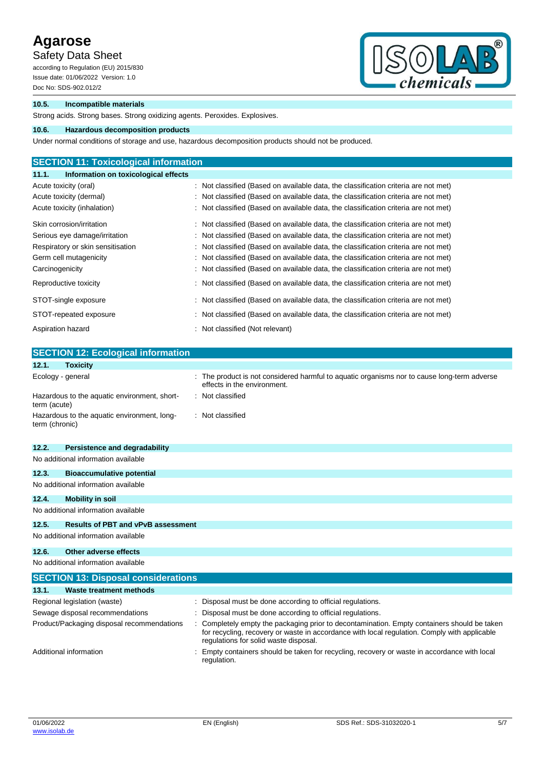### 10.5. Incompatible materials

Strong acids. Strong bases. Strong oxidizing agents. Peroxides. Explosives.

### 10.6. Hazardous decomposition products

Under normal conditions of storage and use, hazardous decomposition products should not be produced.

## SECTION 11: Toxicological information

### 11.1. Information on toxicological effects

| | |
|---|---|
| Acute toxicity (oral) | : Not classified (Based on available data, the classification criteria are not met) |
| Acute toxicity (dermal) | : Not classified (Based on available data, the classification criteria are not met) |
| Acute toxicity (inhalation) | : Not classified (Based on available data, the classification criteria are not met) |
| Skin corrosion/irritation | : Not classified (Based on available data, the classification criteria are not met) |
| Serious eye damage/irritation | : Not classified (Based on available data, the classification criteria are not met) |
| Respiratory or skin sensitisation | : Not classified (Based on available data, the classification criteria are not met) |
| Germ cell mutagenicity | : Not classified (Based on available data, the classification criteria are not met) |
| Carcinogenicity | : Not classified (Based on available data, the classification criteria are not met) |
| Reproductive toxicity | : Not classified (Based on available data, the classification criteria are not met) |
| STOT-single exposure | : Not classified (Based on available data, the classification criteria are not met) |
| STOT-repeated exposure | : Not classified (Based on available data, the classification criteria are not met) |
| Aspiration hazard | : Not classified (Not relevant) |

## SECTION 12: Ecological information

### 12.1. Toxicity

| | |
|---|---|
| Ecology - general | : The product is not considered harmful to aquatic organisms nor to cause long-term adverse effects in the environment. |
| Hazardous to the aquatic environment, short-term (acute) | : Not classified |
| Hazardous to the aquatic environment, long-term (chronic) | : Not classified |

### 12.2. Persistence and degradability

No additional information available

### 12.3. Bioaccumulative potential

No additional information available

### 12.4. Mobility in soil

No additional information available

### 12.5. Results of PBT and vPvB assessment

No additional information available

### 12.6. Other adverse effects

No additional information available

## SECTION 13: Disposal considerations

### 13.1. Waste treatment methods

| | |
|---|---|
| Regional legislation (waste) | : Disposal must be done according to official regulations. |
| Sewage disposal recommendations | : Disposal must be done according to official regulations. |
| Product/Packaging disposal recommendations | : Completely empty the packaging prior to decontamination. Empty containers should be taken for recycling, recovery or waste in accordance with local regulation. Comply with applicable regulations for solid waste disposal. |
| Additional information | : Empty containers should be taken for recycling, recovery or waste in accordance with local regulation. |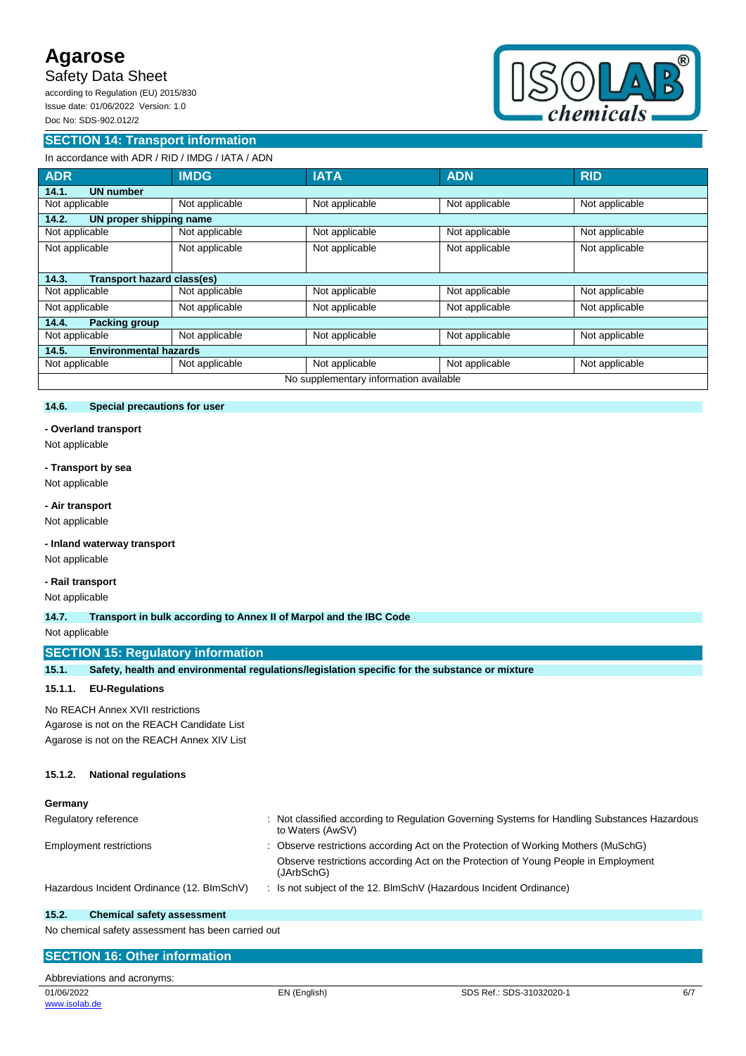## SECTION 14: Transport information

In accordance with ADR / RID / IMDG / IATA / ADN

| ADR | IMDG | IATA | ADN | RID |
|---|---|---|---|---|
| **14.1. UN number** | | | | |
| Not applicable | Not applicable | Not applicable | Not applicable | Not applicable |
| **14.2. UN proper shipping name** | | | | |
| Not applicable | Not applicable | Not applicable | Not applicable | Not applicable |
| Not applicable | Not applicable | Not applicable | Not applicable | Not applicable |
| **14.3. Transport hazard class(es)** | | | | |
| Not applicable | Not applicable | Not applicable | Not applicable | Not applicable |
| Not applicable | Not applicable | Not applicable | Not applicable | Not applicable |
| **14.4. Packing group** | | | | |
| Not applicable | Not applicable | Not applicable | Not applicable | Not applicable |
| **14.5. Environmental hazards** | | | | |
| Not applicable | Not applicable | Not applicable | Not applicable | Not applicable |
| No supplementary information available | | | | |

### 14.6. Special precautions for user

**- Overland transport**

Not applicable

**- Transport by sea**

Not applicable

**- Air transport**

Not applicable

**- Inland waterway transport**

Not applicable

**- Rail transport**

Not applicable

### 14.7. Transport in bulk according to Annex II of Marpol and the IBC Code

Not applicable

## SECTION 15: Regulatory information

### 15.1. Safety, health and environmental regulations/legislation specific for the substance or mixture

#### 15.1.1. EU-Regulations

No REACH Annex XVII restrictions
Agarose is not on the REACH Candidate List
Agarose is not on the REACH Annex XIV List

#### 15.1.2. National regulations

**Germany**

| | |
|---|---|
| Regulatory reference | : Not classified according to Regulation Governing Systems for Handling Substances Hazardous to Waters (AwSV) |
| Employment restrictions | : Observe restrictions according Act on the Protection of Working Mothers (MuSchG) |
| | Observe restrictions according Act on the Protection of Young People in Employment (JArbSchG) |
| Hazardous Incident Ordinance (12. BImSchV) | : Is not subject of the 12. BlmSchV (Hazardous Incident Ordinance) |

### 15.2. Chemical safety assessment

No chemical safety assessment has been carried out

## SECTION 16: Other information

Abbreviations and acronyms: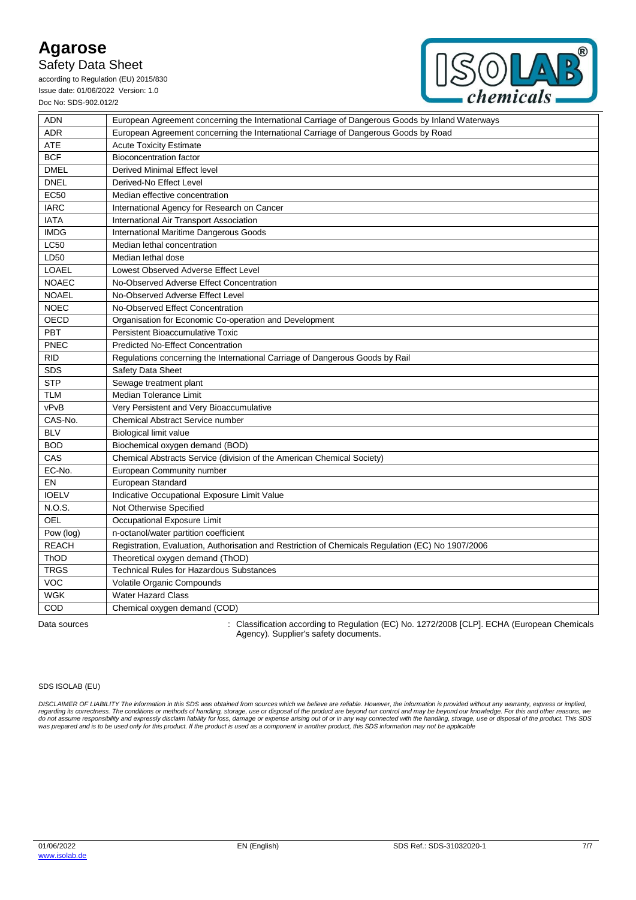| | |
|---|---|
| ADN | European Agreement concerning the International Carriage of Dangerous Goods by Inland Waterways |
| ADR | European Agreement concerning the International Carriage of Dangerous Goods by Road |
| ATE | Acute Toxicity Estimate |
| BCF | Bioconcentration factor |
| DMEL | Derived Minimal Effect level |
| DNEL | Derived-No Effect Level |
| EC50 | Median effective concentration |
| IARC | International Agency for Research on Cancer |
| IATA | International Air Transport Association |
| IMDG | International Maritime Dangerous Goods |
| LC50 | Median lethal concentration |
| LD50 | Median lethal dose |
| LOAEL | Lowest Observed Adverse Effect Level |
| NOAEC | No-Observed Adverse Effect Concentration |
| NOAEL | No-Observed Adverse Effect Level |
| NOEC | No-Observed Effect Concentration |
| OECD | Organisation for Economic Co-operation and Development |
| PBT | Persistent Bioaccumulative Toxic |
| PNEC | Predicted No-Effect Concentration |
| RID | Regulations concerning the International Carriage of Dangerous Goods by Rail |
| SDS | Safety Data Sheet |
| STP | Sewage treatment plant |
| TLM | Median Tolerance Limit |
| vPvB | Very Persistent and Very Bioaccumulative |
| CAS-No. | Chemical Abstract Service number |
| BLV | Biological limit value |
| BOD | Biochemical oxygen demand (BOD) |
| CAS | Chemical Abstracts Service (division of the American Chemical Society) |
| EC-No. | European Community number |
| EN | European Standard |
| IOELV | Indicative Occupational Exposure Limit Value |
| N.O.S. | Not Otherwise Specified |
| OEL | Occupational Exposure Limit |
| Pow (log) | n-octanol/water partition coefficient |
| REACH | Registration, Evaluation, Authorisation and Restriction of Chemicals Regulation (EC) No 1907/2006 |
| ThOD | Theoretical oxygen demand (ThOD) |
| TRGS | Technical Rules for Hazardous Substances |
| VOC | Volatile Organic Compounds |
| WGK | Water Hazard Class |
| COD | Chemical oxygen demand (COD) |

Data sources : Classification according to Regulation (EC) No. 1272/2008 [CLP]. ECHA (European Chemicals Agency). Supplier's safety documents.

SDS ISOLAB (EU)

*DISCLAIMER OF LIABILITY The information in this SDS was obtained from sources which we believe are reliable. However, the information is provided without any warranty, express or implied, regarding its correctness. The conditions or methods of handling, storage, use or disposal of the product are beyond our control and may be beyond our knowledge. For this and other reasons, we do not assume responsibility and expressly disclaim liability for loss, damage or expense arising out of or in any way connected with the handling, storage, use or disposal of the product. This SDS was prepared and is to be used only for this product. If the product is used as a component in another product, this SDS information may not be applicable*